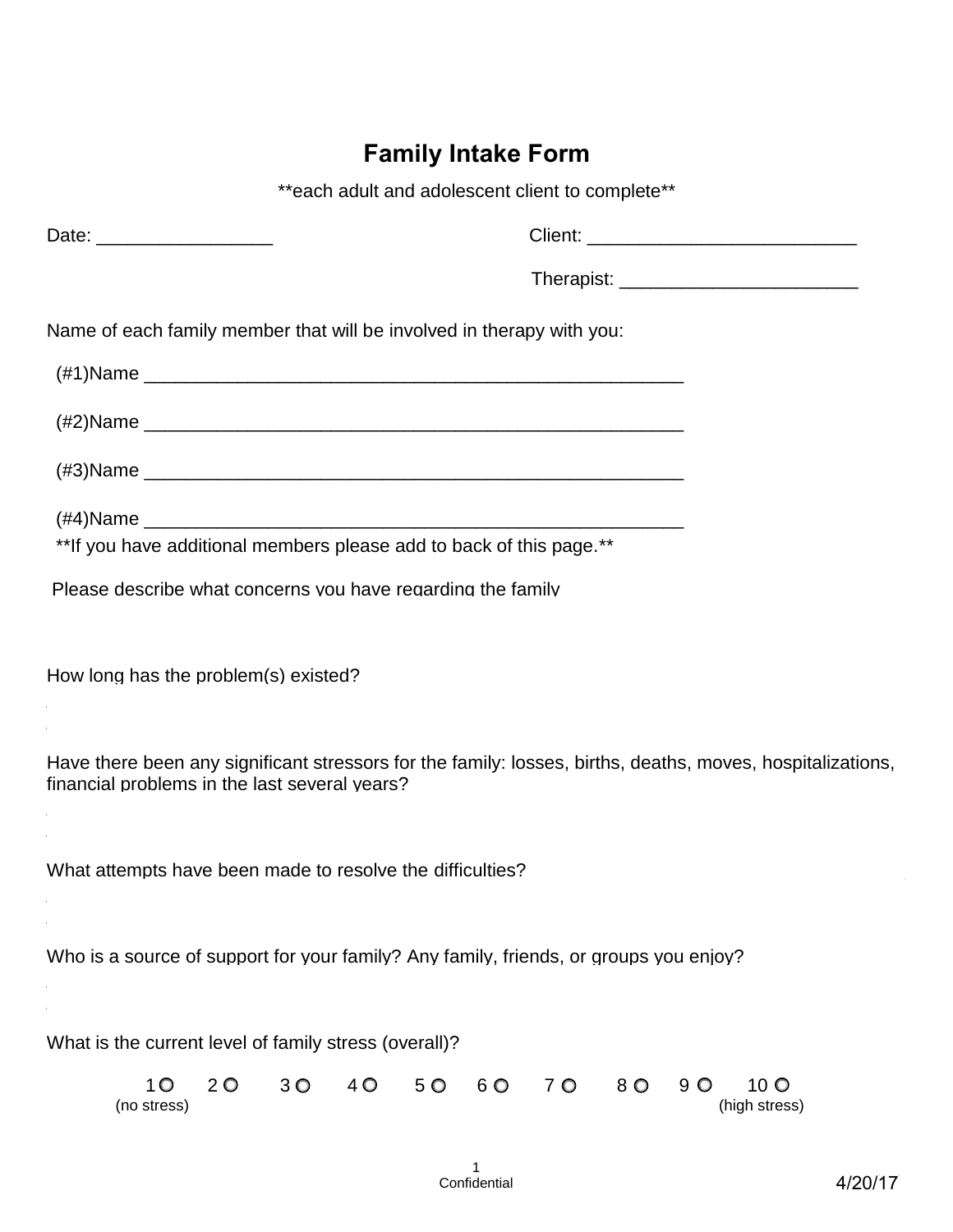# Family Intake Form

**each adult and adolescent client to complete**

Date: _________________ Client: __________________________

Therapist: _______________________

Name of each family member that will be involved in therapy with you:

(#1)Name ______________________________________________________

(#2)Name ______________________________________________________

(#3)Name ______________________________________________________

(#4)Name ______________________________________________________

**If you have additional members please add to back of this page.**

Please describe what concerns you have regarding the family

How long has the problem(s) existed?

Have there been any significant stressors for the family: losses, births, deaths, moves, hospitalizations, financial problems in the last several years?

What attempts have been made to resolve the difficulties?

Who is a source of support for your family? Any family, friends, or groups you enjoy?

What is the current level of family stress (overall)?

1 O 2 O 3 O 4 O 5 O 6 O 7 O 8 O 9 O 10 O

(no stress) (high stress)

Confidential

4/20/17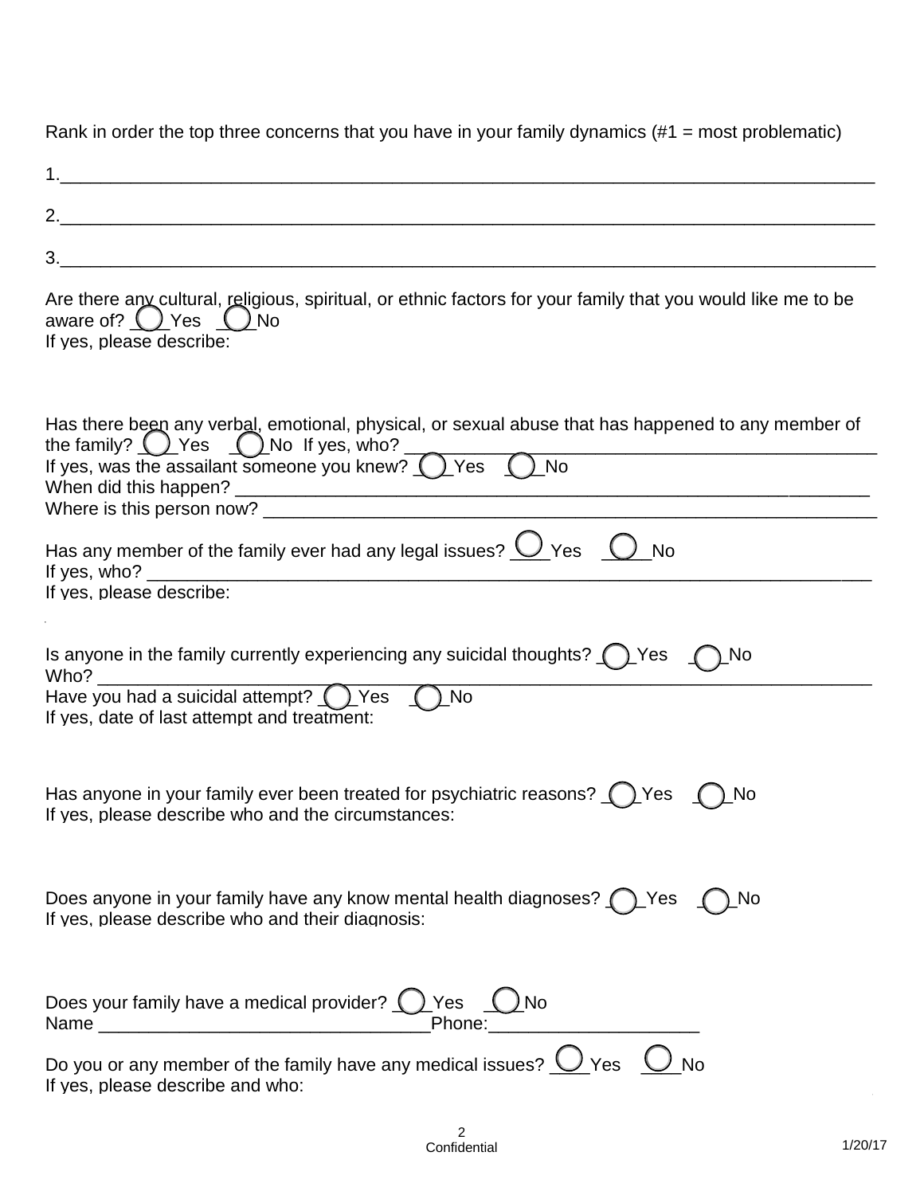Rank in order the top three concerns that you have in your family dynamics (#1 = most problematic)

1.______________________________________________________________________________

2.______________________________________________________________________________

3.______________________________________________________________________________

Are there any cultural, religious, spiritual, or ethnic factors for your family that you would like me to be aware of? ◯ Yes ◯ No
If yes, please describe:

Has there been any verbal, emotional, physical, or sexual abuse that has happened to any member of the family? ◯ Yes ◯ No If yes, who? ____________________________________________
If yes, was the assailant someone you knew? ◯ Yes ◯ No
When did this happen? _____________________________________________________________
Where is this person now? ___________________________________________________________

Has any member of the family ever had any legal issues? ◯ Yes ◯ No
If yes, who? _______________________________________________________________________
If yes, please describe:

Is anyone in the family currently experiencing any suicidal thoughts? ◯ Yes ◯ No
Who? ___________________________________________________________________________
Have you had a suicidal attempt? ◯ Yes ◯ No
If yes, date of last attempt and treatment:

Has anyone in your family ever been treated for psychiatric reasons? ◯ Yes ◯ No
If yes, please describe who and the circumstances:

Does anyone in your family have any know mental health diagnoses? ◯ Yes ◯ No
If yes, please describe who and their diagnosis:

Does your family have a medical provider? ◯ Yes ◯ No
Name ________________________________Phone:____________________

Do you or any member of the family have any medical issues? ◯ Yes ◯ No
If yes, please describe and who:

Confidential

1/20/17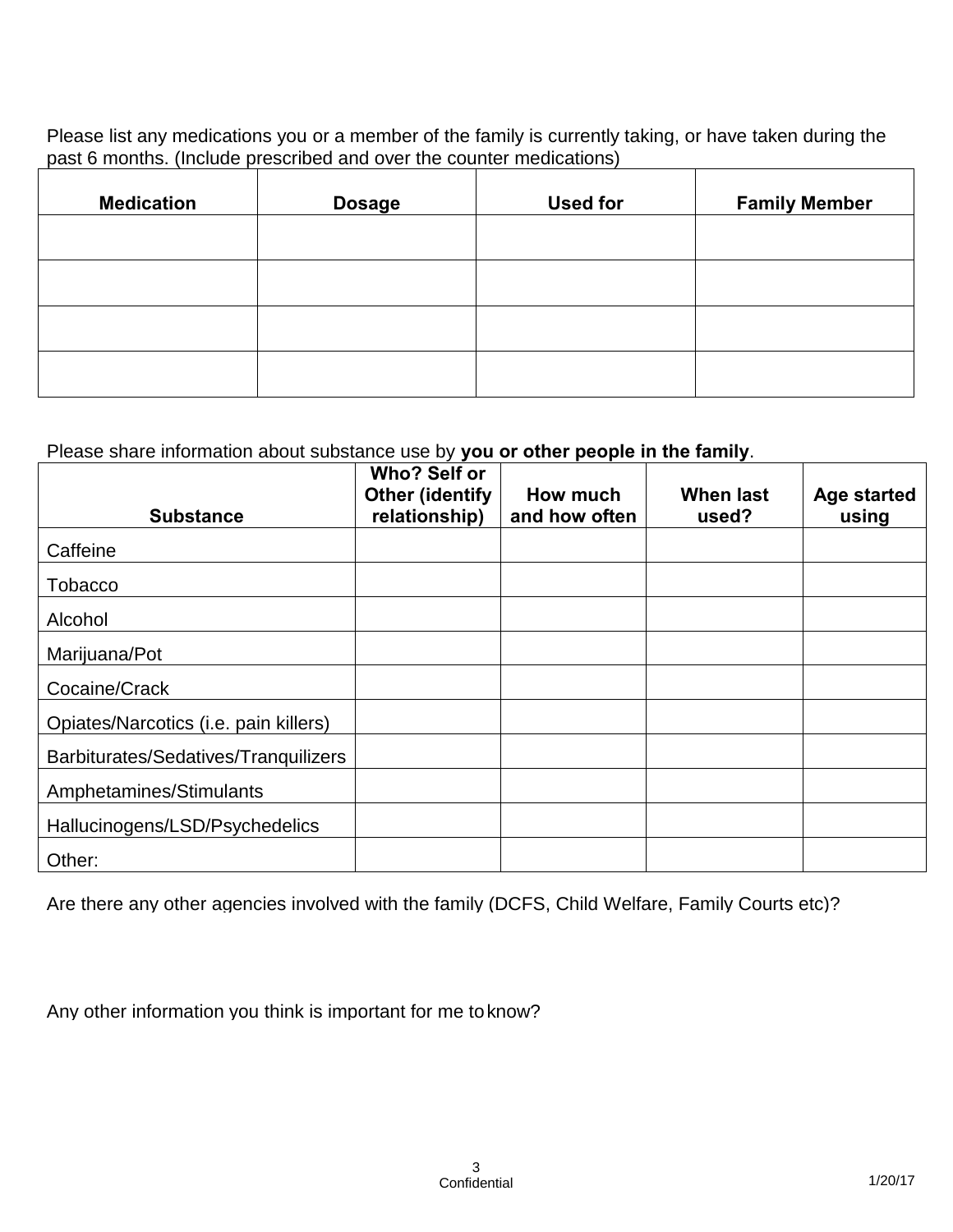Please list any medications you or a member of the family is currently taking, or have taken during the past 6 months. (Include prescribed and over the counter medications)

| Medication | Dosage | Used for | Family Member |
| --- | --- | --- | --- |
| | | | |
| | | | |
| | | | |
| | | | |

Please share information about substance use by **you or other people in the family**.

| Substance | Who? Self or Other (identify relationship) | How much and how often | When last used? | Age started using |
| --- | --- | --- | --- | --- |
| Caffeine | | | | |
| Tobacco | | | | |
| Alcohol | | | | |
| Marijuana/Pot | | | | |
| Cocaine/Crack | | | | |
| Opiates/Narcotics (i.e. pain killers) | | | | |
| Barbiturates/Sedatives/Tranquilizers | | | | |
| Amphetamines/Stimulants | | | | |
| Hallucinogens/LSD/Psychedelics | | | | |
| Other: | | | | |

Are there any other agencies involved with the family (DCFS, Child Welfare, Family Courts etc)?

Any other information you think is important for me to know?

Confidential

1/20/17